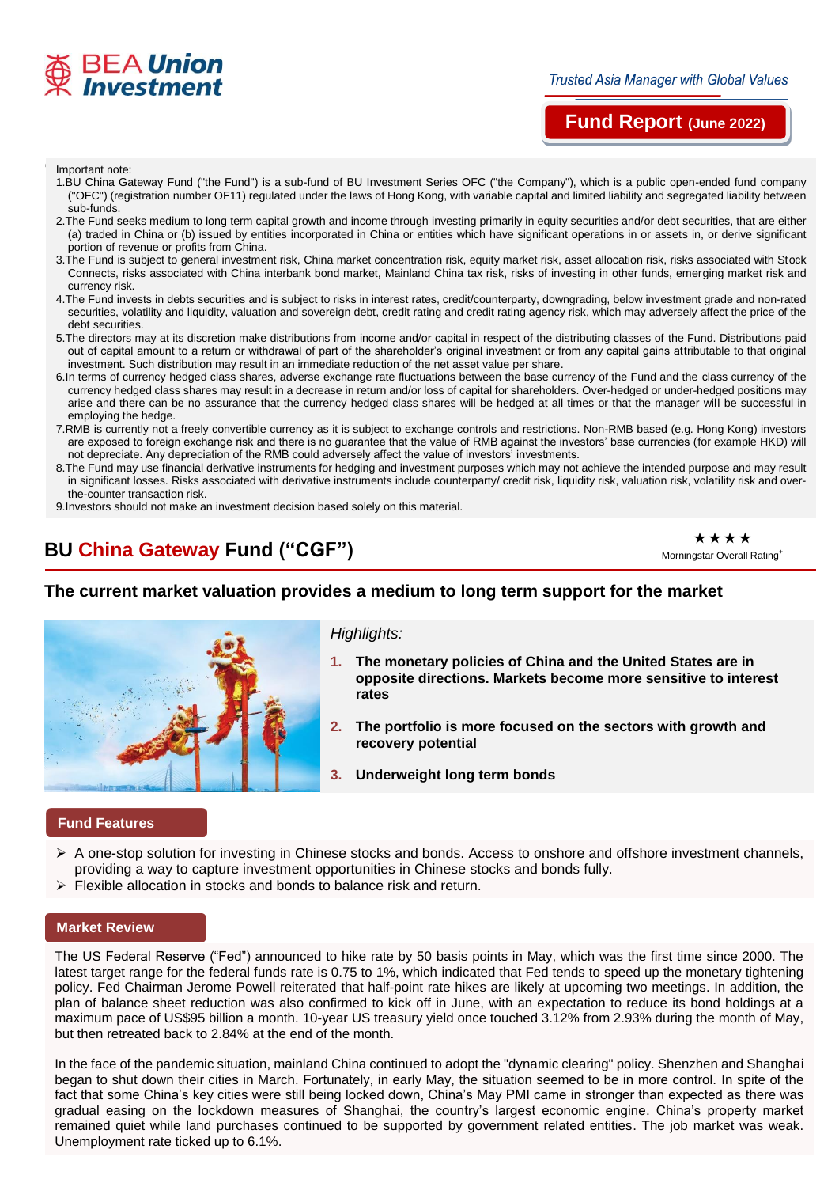BEA Union Investment

*Trusted Asia Manager with Global Values*

**Fund Report (June 2022)**

Important note:

1. BU China Gateway Fund ("the Fund") is a sub-fund of BU Investment Series OFC ("the Company"), which is a public open-ended fund company ("OFC") (registration number OF11) regulated under the laws of Hong Kong, with variable capital and limited liability and segregated liability between sub-funds.
2. The Fund seeks medium to long term capital growth and income through investing primarily in equity securities and/or debt securities, that are either (a) traded in China or (b) issued by entities incorporated in China or entities which have significant operations in or assets in, or derive significant portion of revenue or profits from China.
3. The Fund is subject to general investment risk, China market concentration risk, equity market risk, asset allocation risk, risks associated with Stock Connects, risks associated with China interbank bond market, Mainland China tax risk, risks of investing in other funds, emerging market risk and currency risk.
4. The Fund invests in debts securities and is subject to risks in interest rates, credit/counterparty, downgrading, below investment grade and non-rated securities, volatility and liquidity, valuation and sovereign debt, credit rating and credit rating agency risk, which may adversely affect the price of the debt securities.
5. The directors may at its discretion make distributions from income and/or capital in respect of the distributing classes of the Fund. Distributions paid out of capital amount to a return or withdrawal of part of the shareholder's original investment or from any capital gains attributable to that original investment. Such distribution may result in an immediate reduction of the net asset value per share.
6. In terms of currency hedged class shares, adverse exchange rate fluctuations between the base currency of the Fund and the class currency of the currency hedged class shares may result in a decrease in return and/or loss of capital for shareholders. Over-hedged or under-hedged positions may arise and there can be no assurance that the currency hedged class shares will be hedged at all times or that the manager will be successful in employing the hedge.
7. RMB is currently not a freely convertible currency as it is subject to exchange controls and restrictions. Non-RMB based (e.g. Hong Kong) investors are exposed to foreign exchange risk and there is no guarantee that the value of RMB against the investors' base currencies (for example HKD) will not depreciate. Any depreciation of the RMB could adversely affect the value of investors' investments.
8. The Fund may use financial derivative instruments for hedging and investment purposes which may not achieve the intended purpose and may result in significant losses. Risks associated with derivative instruments include counterparty/ credit risk, liquidity risk, valuation risk, volatility risk and over-the-counter transaction risk.
9. Investors should not make an investment decision based solely on this material.

# BU China Gateway Fund ("CGF")

★★★★ Morningstar Overall Rating[+]

## The current market valuation provides a medium to long term support for the market

*Highlights:*

1. **The monetary policies of China and the United States are in opposite directions. Markets become more sensitive to interest rates**
2. **The portfolio is more focused on the sectors with growth and recovery potential**
3. **Underweight long term bonds**

### Fund Features

- A one-stop solution for investing in Chinese stocks and bonds. Access to onshore and offshore investment channels, providing a way to capture investment opportunities in Chinese stocks and bonds fully.
- Flexible allocation in stocks and bonds to balance risk and return.

### Market Review

The US Federal Reserve ("Fed") announced to hike rate by 50 basis points in May, which was the first time since 2000. The latest target range for the federal funds rate is 0.75 to 1%, which indicated that Fed tends to speed up the monetary tightening policy. Fed Chairman Jerome Powell reiterated that half-point rate hikes are likely at upcoming two meetings. In addition, the plan of balance sheet reduction was also confirmed to kick off in June, with an expectation to reduce its bond holdings at a maximum pace of US$95 billion a month. 10-year US treasury yield once touched 3.12% from 2.93% during the month of May, but then retreated back to 2.84% at the end of the month.

In the face of the pandemic situation, mainland China continued to adopt the "dynamic clearing" policy. Shenzhen and Shanghai began to shut down their cities in March. Fortunately, in early May, the situation seemed to be in more control. In spite of the fact that some China's key cities were still being locked down, China's May PMI came in stronger than expected as there was gradual easing on the lockdown measures of Shanghai, the country's largest economic engine. China's property market remained quiet while land purchases continued to be supported by government related entities. The job market was weak. Unemployment rate ticked up to 6.1%.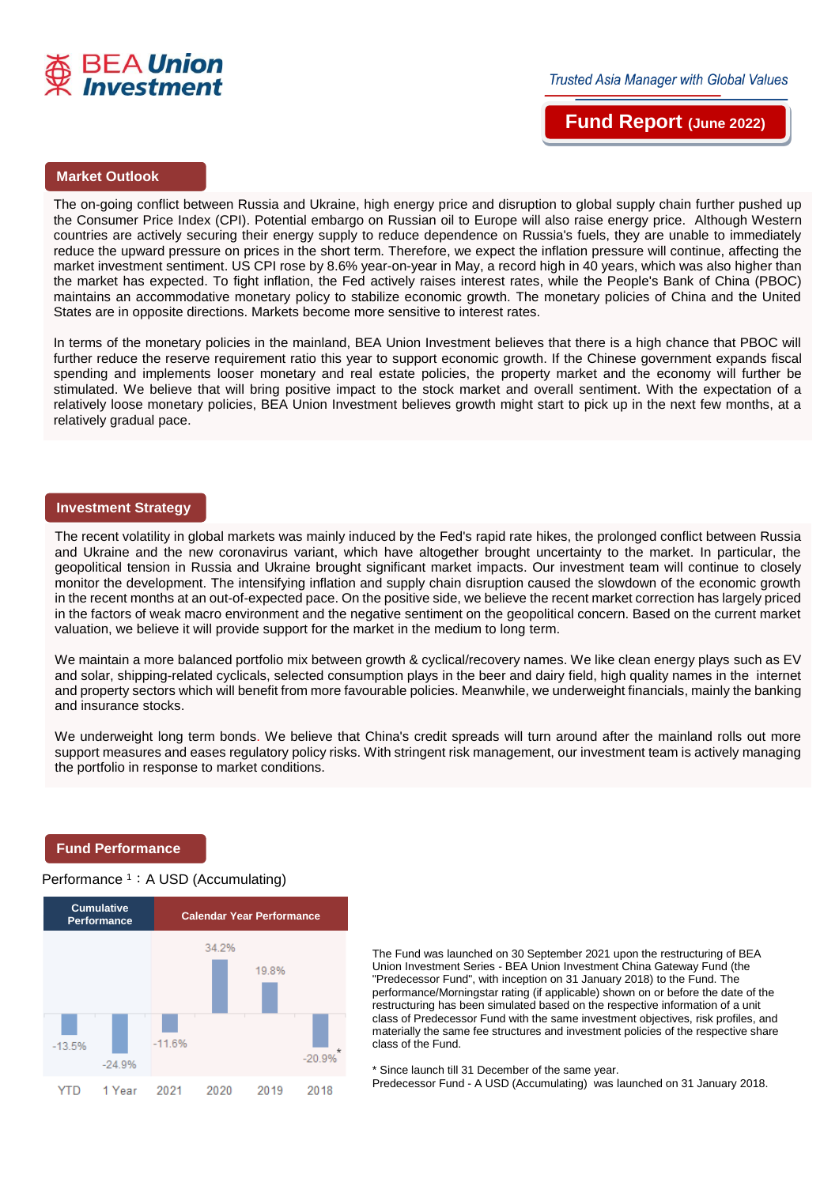BEA Union Investment

*Trusted Asia Manager with Global Values*

**Fund Report (June 2022)**

## Market Outlook

The on-going conflict between Russia and Ukraine, high energy price and disruption to global supply chain further pushed up the Consumer Price Index (CPI). Potential embargo on Russian oil to Europe will also raise energy price. Although Western countries are actively securing their energy supply to reduce dependence on Russia's fuels, they are unable to immediately reduce the upward pressure on prices in the short term. Therefore, we expect the inflation pressure will continue, affecting the market investment sentiment. US CPI rose by 8.6% year-on-year in May, a record high in 40 years, which was also higher than the market has expected. To fight inflation, the Fed actively raises interest rates, while the People's Bank of China (PBOC) maintains an accommodative monetary policy to stabilize economic growth. The monetary policies of China and the United States are in opposite directions. Markets become more sensitive to interest rates.

In terms of the monetary policies in the mainland, BEA Union Investment believes that there is a high chance that PBOC will further reduce the reserve requirement ratio this year to support economic growth. If the Chinese government expands fiscal spending and implements looser monetary and real estate policies, the property market and the economy will further be stimulated. We believe that will bring positive impact to the stock market and overall sentiment. With the expectation of a relatively loose monetary policies, BEA Union Investment believes growth might start to pick up in the next few months, at a relatively gradual pace.

## Investment Strategy

The recent volatility in global markets was mainly induced by the Fed's rapid rate hikes, the prolonged conflict between Russia and Ukraine and the new coronavirus variant, which have altogether brought uncertainty to the market. In particular, the geopolitical tension in Russia and Ukraine brought significant market impacts. Our investment team will continue to closely monitor the development. The intensifying inflation and supply chain disruption caused the slowdown of the economic growth in the recent months at an out-of-expected pace. On the positive side, we believe the recent market correction has largely priced in the factors of weak macro environment and the negative sentiment on the geopolitical concern. Based on the current market valuation, we believe it will provide support for the market in the medium to long term.

We maintain a more balanced portfolio mix between growth & cyclical/recovery names. We like clean energy plays such as EV and solar, shipping-related cyclicals, selected consumption plays in the beer and dairy field, high quality names in the internet and property sectors which will benefit from more favourable policies. Meanwhile, we underweight financials, mainly the banking and insurance stocks.

We underweight long term bonds. We believe that China's credit spreads will turn around after the mainland rolls out more support measures and eases regulatory policy risks. With stringent risk management, our investment team is actively managing the portfolio in response to market conditions.

## Fund Performance

Performance [1]：A USD (Accumulating)

| Cumulative Performance | | Calendar Year Performance | | | |
|---|---|---|---|---|---|
| YTD | 1 Year | 2021 | 2020 | 2019 | 2018 |
| -13.5% | -24.9% | -11.6% | 34.2% | 19.8% | -20.9%* |

The Fund was launched on 30 September 2021 upon the restructuring of BEA Union Investment Series - BEA Union Investment China Gateway Fund (the "Predecessor Fund", with inception on 31 January 2018) to the Fund. The performance/Morningstar rating (if applicable) shown on or before the date of the restructuring has been simulated based on the respective information of a unit class of Predecessor Fund with the same investment objectives, risk profiles, and materially the same fee structures and investment policies of the respective share class of the Fund.

\* Since launch till 31 December of the same year.
Predecessor Fund - A USD (Accumulating) was launched on 31 January 2018.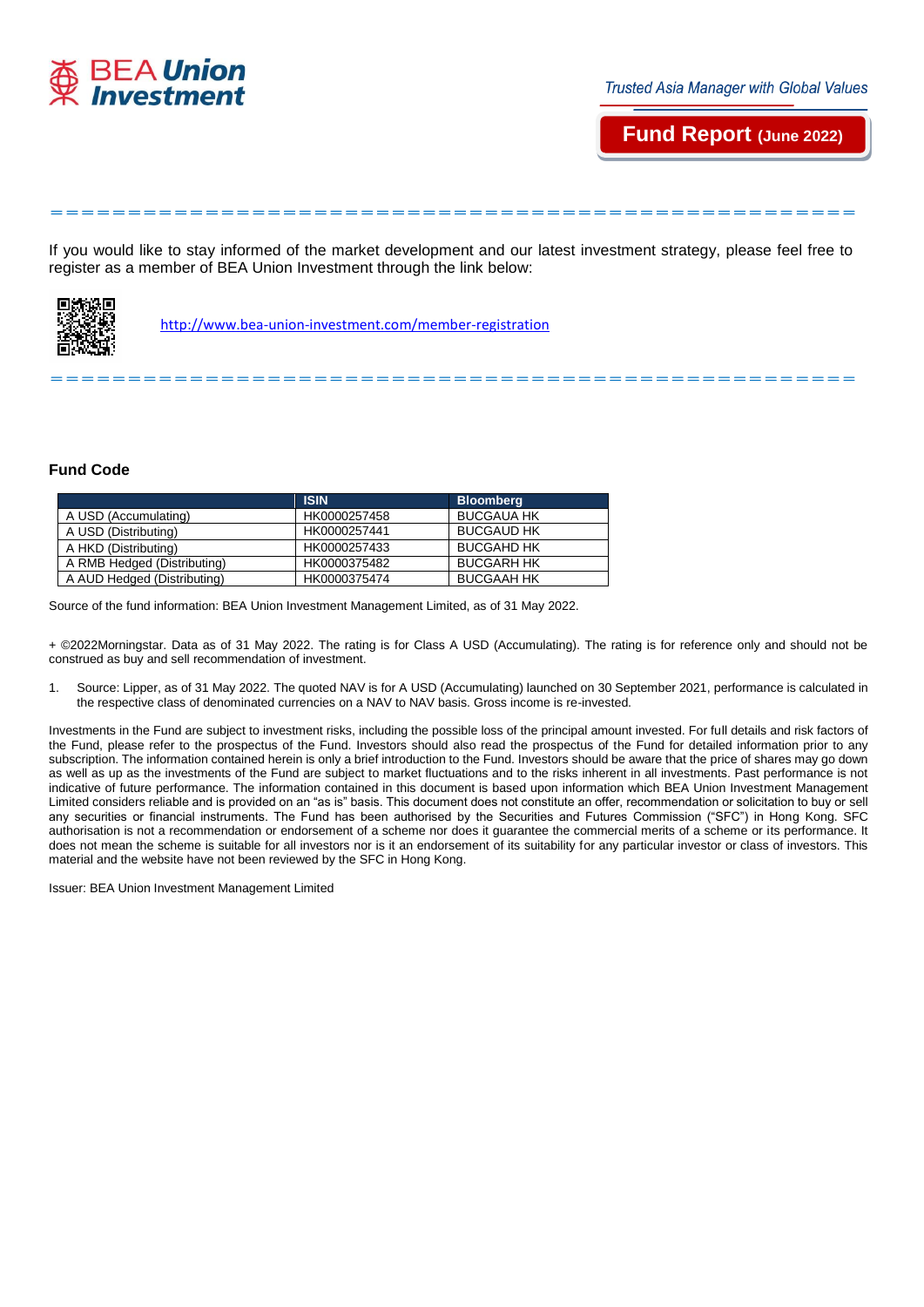If you would like to stay informed of the market development and our latest investment strategy, please feel free to register as a member of BEA Union Investment through the link below:

http://www.bea-union-investment.com/member-registration

## Fund Code

| | ISIN | Bloomberg |
|---|---|---|
| A USD (Accumulating) | HK0000257458 | BUCGAUA HK |
| A USD (Distributing) | HK0000257441 | BUCGAUD HK |
| A HKD (Distributing) | HK0000257433 | BUCGAHD HK |
| A RMB Hedged (Distributing) | HK0000375482 | BUCGARH HK |
| A AUD Hedged (Distributing) | HK0000375474 | BUCGAAH HK |

Source of the fund information: BEA Union Investment Management Limited, as of 31 May 2022.

+ ©2022Morningstar. Data as of 31 May 2022. The rating is for Class A USD (Accumulating). The rating is for reference only and should not be construed as buy and sell recommendation of investment.

1. Source: Lipper, as of 31 May 2022. The quoted NAV is for A USD (Accumulating) launched on 30 September 2021, performance is calculated in the respective class of denominated currencies on a NAV to NAV basis. Gross income is re-invested.

Investments in the Fund are subject to investment risks, including the possible loss of the principal amount invested. For full details and risk factors of the Fund, please refer to the prospectus of the Fund. Investors should also read the prospectus of the Fund for detailed information prior to any subscription. The information contained herein is only a brief introduction to the Fund. Investors should be aware that the price of shares may go down as well as up as the investments of the Fund are subject to market fluctuations and to the risks inherent in all investments. Past performance is not indicative of future performance. The information contained in this document is based upon information which BEA Union Investment Management Limited considers reliable and is provided on an "as is" basis. This document does not constitute an offer, recommendation or solicitation to buy or sell any securities or financial instruments. The Fund has been authorised by the Securities and Futures Commission ("SFC") in Hong Kong. SFC authorisation is not a recommendation or endorsement of a scheme nor does it guarantee the commercial merits of a scheme or its performance. It does not mean the scheme is suitable for all investors nor is it an endorsement of its suitability for any particular investor or class of investors. This material and the website have not been reviewed by the SFC in Hong Kong.

Issuer: BEA Union Investment Management Limited